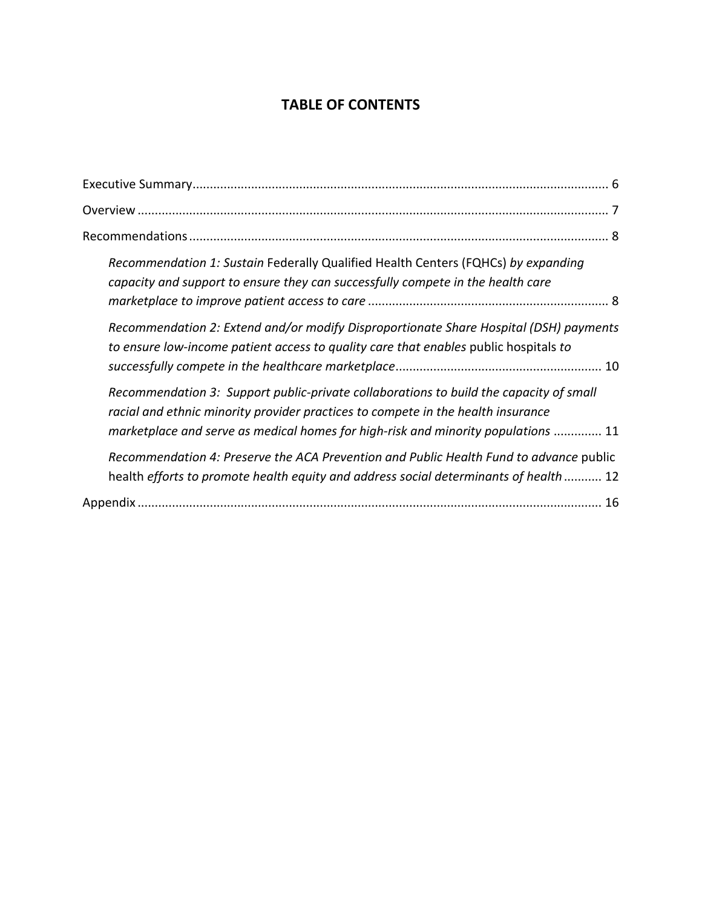# TABLE OF CONTENTS

Executive Summary ........................................................................................................................ 6

Overview ........................................................................................................................................ 7

Recommendations ......................................................................................................................... 8

*Recommendation 1: Sustain* Federally Qualified Health Centers (FQHCs) *by expanding capacity and support to ensure they can successfully compete in the health care marketplace to improve patient access to care* ..................................................................... 8

*Recommendation 2: Extend and/or modify Disproportionate Share Hospital (DSH) payments to ensure low-income patient access to quality care that enables* public hospitals *to successfully compete in the healthcare marketplace* ........................................................... 10

*Recommendation 3: Support public-private collaborations to build the capacity of small racial and ethnic minority provider practices to compete in the health insurance marketplace and serve as medical homes for high-risk and minority populations* ............. 11

*Recommendation 4: Preserve the ACA Prevention and Public Health Fund to advance* public health *efforts to promote health equity and address social determinants of health* ........... 12

Appendix ...................................................................................................................................... 16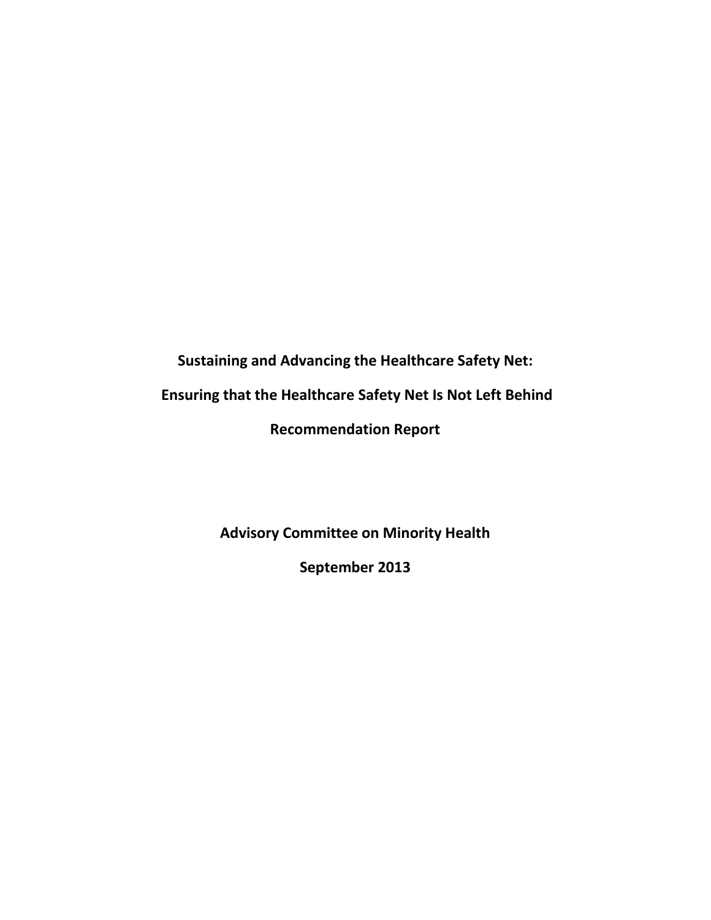**Sustaining and Advancing the Healthcare Safety Net:**

**Ensuring that the Healthcare Safety Net Is Not Left Behind**

**Recommendation Report**

**Advisory Committee on Minority Health**

**September 2013**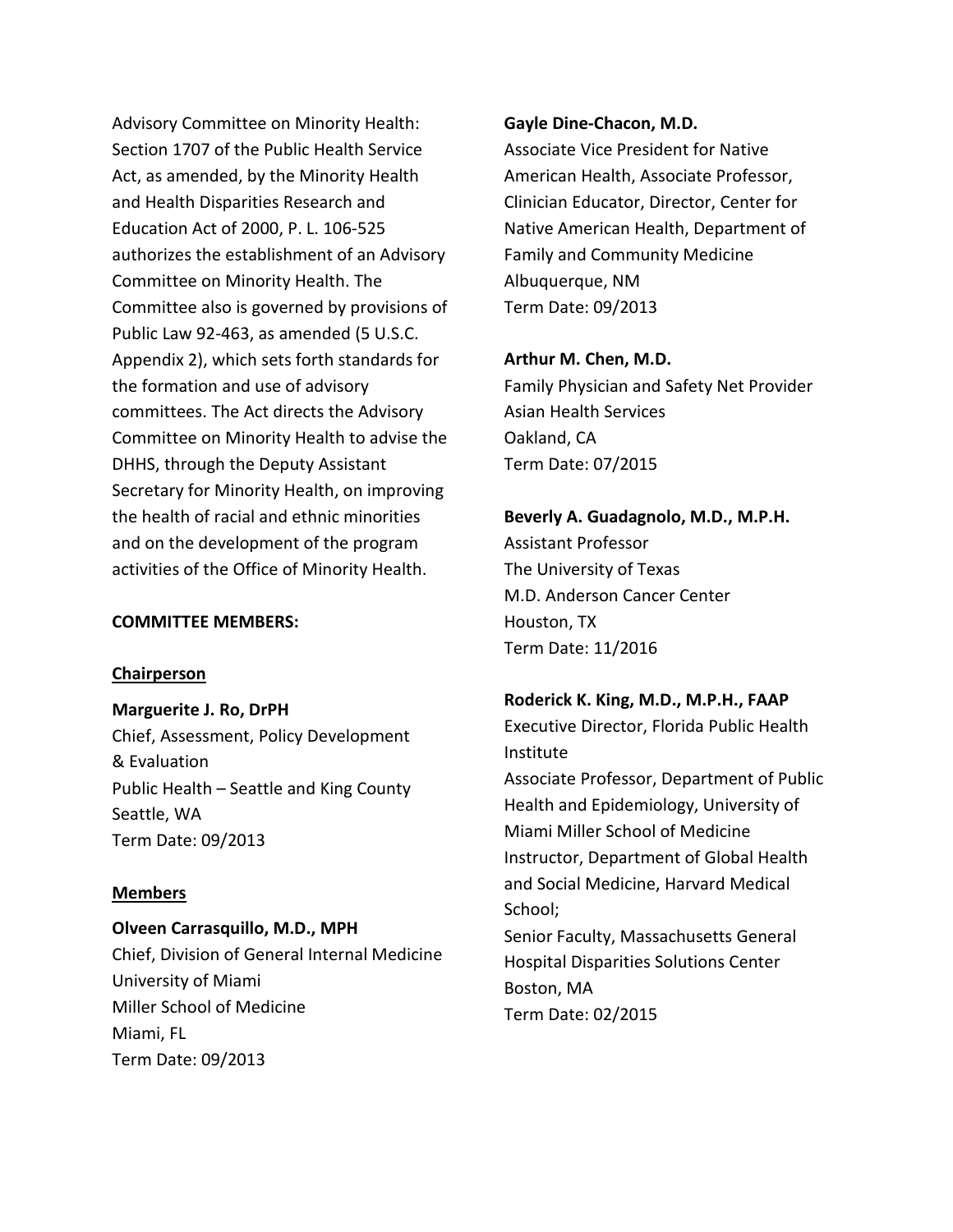Advisory Committee on Minority Health: Section 1707 of the Public Health Service Act, as amended, by the Minority Health and Health Disparities Research and Education Act of 2000, P. L. 106-525 authorizes the establishment of an Advisory Committee on Minority Health. The Committee also is governed by provisions of Public Law 92-463, as amended (5 U.S.C. Appendix 2), which sets forth standards for the formation and use of advisory committees. The Act directs the Advisory Committee on Minority Health to advise the DHHS, through the Deputy Assistant Secretary for Minority Health, on improving the health of racial and ethnic minorities and on the development of the program activities of the Office of Minority Health.

**COMMITTEE MEMBERS:**

**Chairperson**

**Marguerite J. Ro, DrPH**
Chief, Assessment, Policy Development & Evaluation
Public Health – Seattle and King County
Seattle, WA
Term Date: 09/2013

**Members**

**Olveen Carrasquillo, M.D., MPH**
Chief, Division of General Internal Medicine
University of Miami
Miller School of Medicine
Miami, FL
Term Date: 09/2013

**Gayle Dine-Chacon, M.D.**
Associate Vice President for Native American Health, Associate Professor, Clinician Educator, Director, Center for Native American Health, Department of Family and Community Medicine
Albuquerque, NM
Term Date: 09/2013

**Arthur M. Chen, M.D.**
Family Physician and Safety Net Provider
Asian Health Services
Oakland, CA
Term Date: 07/2015

**Beverly A. Guadagnolo, M.D., M.P.H.**
Assistant Professor
The University of Texas
M.D. Anderson Cancer Center
Houston, TX
Term Date: 11/2016

**Roderick K. King, M.D., M.P.H., FAAP**
Executive Director, Florida Public Health Institute
Associate Professor, Department of Public Health and Epidemiology, University of Miami Miller School of Medicine
Instructor, Department of Global Health and Social Medicine, Harvard Medical School;
Senior Faculty, Massachusetts General Hospital Disparities Solutions Center
Boston, MA
Term Date: 02/2015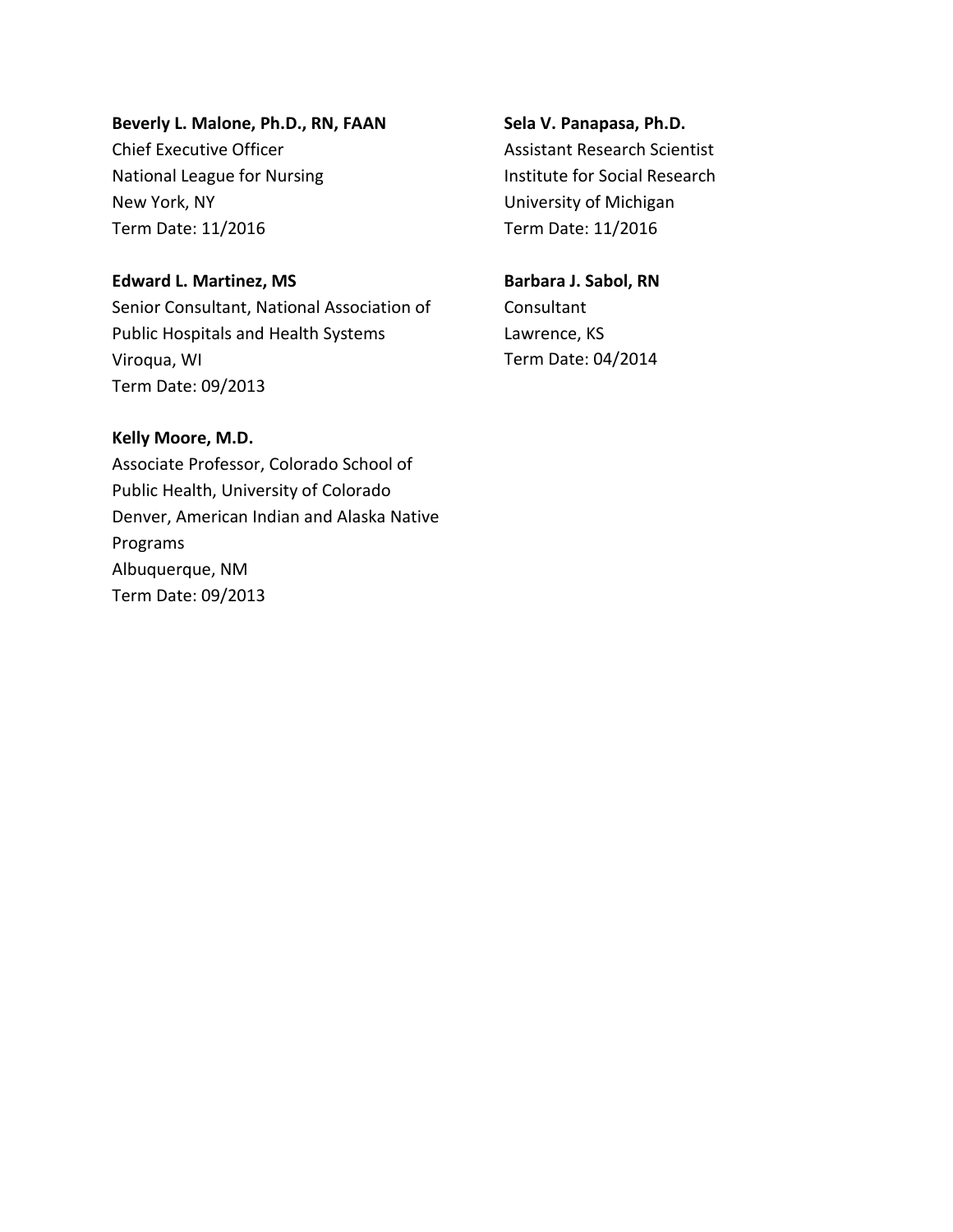**Beverly L. Malone, Ph.D., RN, FAAN**
Chief Executive Officer
National League for Nursing
New York, NY
Term Date: 11/2016

**Edward L. Martinez, MS**
Senior Consultant, National Association of Public Hospitals and Health Systems
Viroqua, WI
Term Date: 09/2013

**Kelly Moore, M.D.**
Associate Professor, Colorado School of Public Health, University of Colorado Denver, American Indian and Alaska Native Programs
Albuquerque, NM
Term Date: 09/2013

**Sela V. Panapasa, Ph.D.**
Assistant Research Scientist
Institute for Social Research
University of Michigan
Term Date: 11/2016

**Barbara J. Sabol, RN**
Consultant
Lawrence, KS
Term Date: 04/2014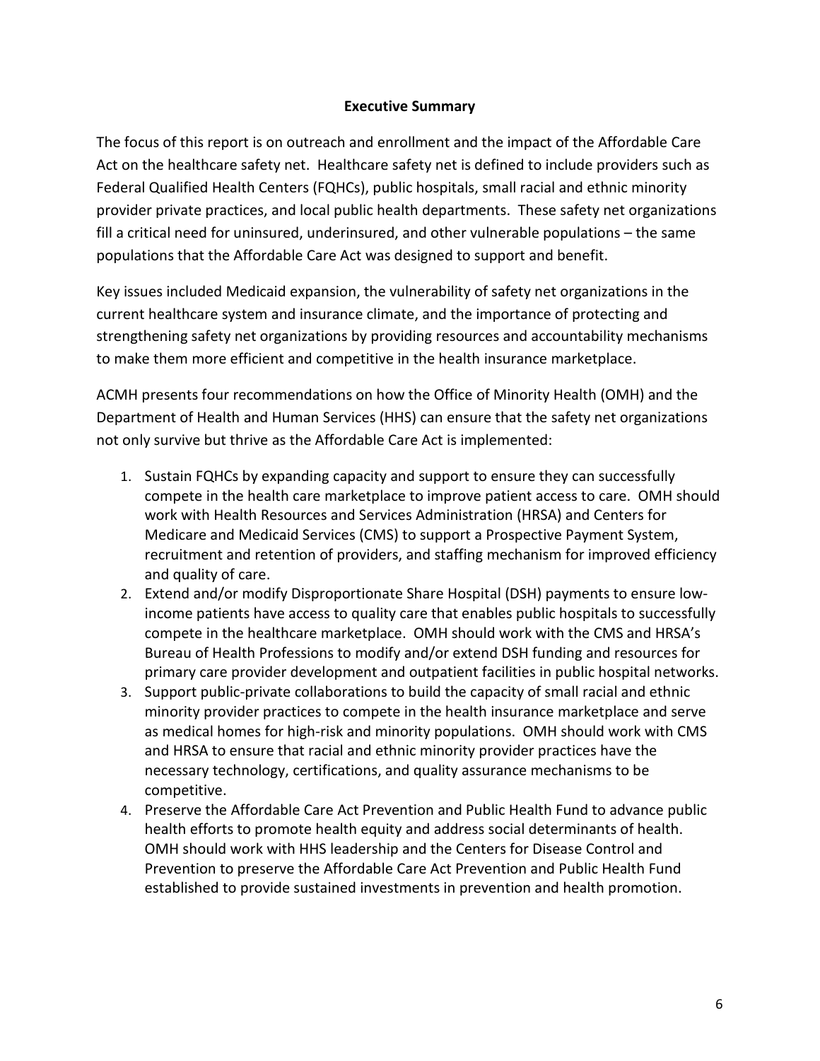## Executive Summary

The focus of this report is on outreach and enrollment and the impact of the Affordable Care Act on the healthcare safety net. Healthcare safety net is defined to include providers such as Federal Qualified Health Centers (FQHCs), public hospitals, small racial and ethnic minority provider private practices, and local public health departments. These safety net organizations fill a critical need for uninsured, underinsured, and other vulnerable populations – the same populations that the Affordable Care Act was designed to support and benefit.

Key issues included Medicaid expansion, the vulnerability of safety net organizations in the current healthcare system and insurance climate, and the importance of protecting and strengthening safety net organizations by providing resources and accountability mechanisms to make them more efficient and competitive in the health insurance marketplace.

ACMH presents four recommendations on how the Office of Minority Health (OMH) and the Department of Health and Human Services (HHS) can ensure that the safety net organizations not only survive but thrive as the Affordable Care Act is implemented:

1. Sustain FQHCs by expanding capacity and support to ensure they can successfully compete in the health care marketplace to improve patient access to care. OMH should work with Health Resources and Services Administration (HRSA) and Centers for Medicare and Medicaid Services (CMS) to support a Prospective Payment System, recruitment and retention of providers, and staffing mechanism for improved efficiency and quality of care.
2. Extend and/or modify Disproportionate Share Hospital (DSH) payments to ensure low-income patients have access to quality care that enables public hospitals to successfully compete in the healthcare marketplace. OMH should work with the CMS and HRSA's Bureau of Health Professions to modify and/or extend DSH funding and resources for primary care provider development and outpatient facilities in public hospital networks.
3. Support public-private collaborations to build the capacity of small racial and ethnic minority provider practices to compete in the health insurance marketplace and serve as medical homes for high-risk and minority populations. OMH should work with CMS and HRSA to ensure that racial and ethnic minority provider practices have the necessary technology, certifications, and quality assurance mechanisms to be competitive.
4. Preserve the Affordable Care Act Prevention and Public Health Fund to advance public health efforts to promote health equity and address social determinants of health. OMH should work with HHS leadership and the Centers for Disease Control and Prevention to preserve the Affordable Care Act Prevention and Public Health Fund established to provide sustained investments in prevention and health promotion.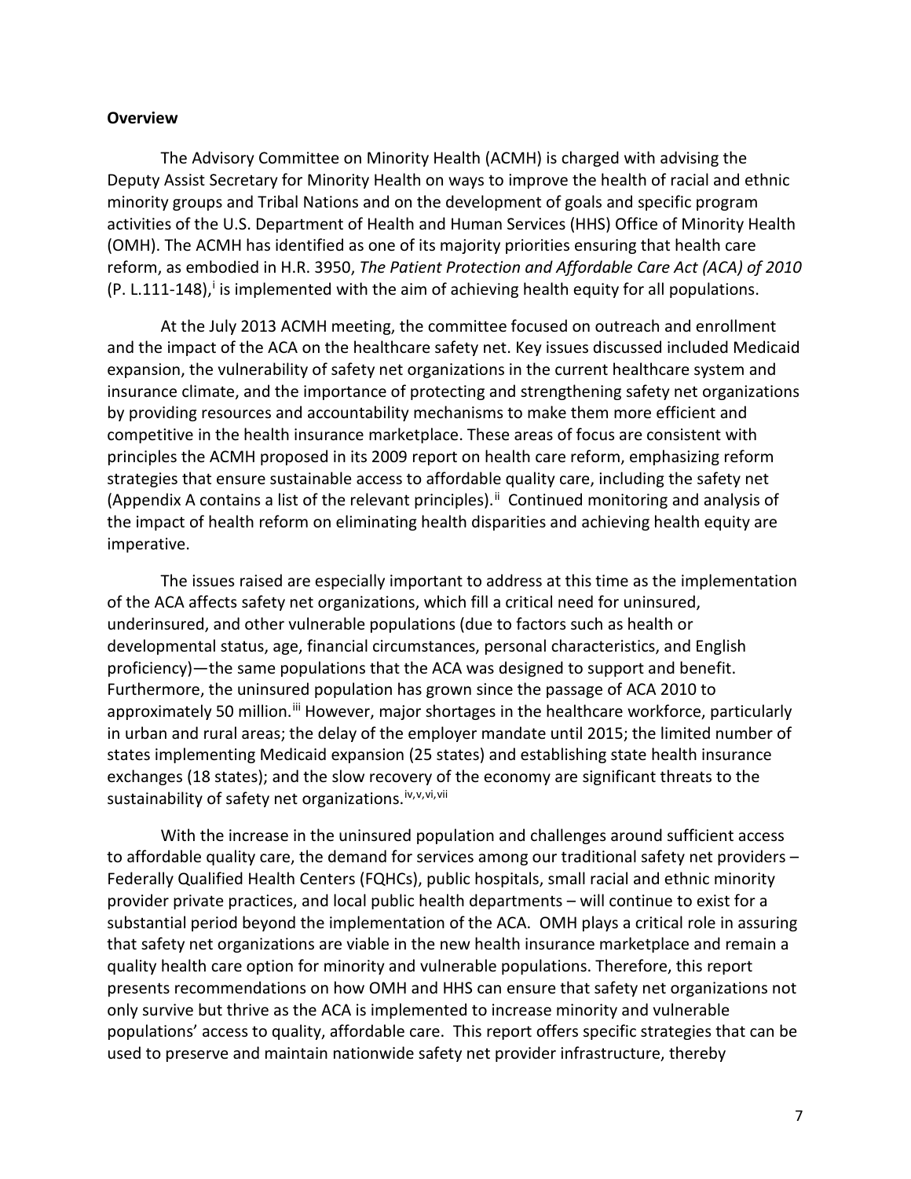**Overview**

The Advisory Committee on Minority Health (ACMH) is charged with advising the Deputy Assist Secretary for Minority Health on ways to improve the health of racial and ethnic minority groups and Tribal Nations and on the development of goals and specific program activities of the U.S. Department of Health and Human Services (HHS) Office of Minority Health (OMH). The ACMH has identified as one of its majority priorities ensuring that health care reform, as embodied in H.R. 3950, *The Patient Protection and Affordable Care Act (ACA) of 2010* (P. L.111-148),[i] is implemented with the aim of achieving health equity for all populations.

At the July 2013 ACMH meeting, the committee focused on outreach and enrollment and the impact of the ACA on the healthcare safety net. Key issues discussed included Medicaid expansion, the vulnerability of safety net organizations in the current healthcare system and insurance climate, and the importance of protecting and strengthening safety net organizations by providing resources and accountability mechanisms to make them more efficient and competitive in the health insurance marketplace. These areas of focus are consistent with principles the ACMH proposed in its 2009 report on health care reform, emphasizing reform strategies that ensure sustainable access to affordable quality care, including the safety net (Appendix A contains a list of the relevant principles).[ii] Continued monitoring and analysis of the impact of health reform on eliminating health disparities and achieving health equity are imperative.

The issues raised are especially important to address at this time as the implementation of the ACA affects safety net organizations, which fill a critical need for uninsured, underinsured, and other vulnerable populations (due to factors such as health or developmental status, age, financial circumstances, personal characteristics, and English proficiency)—the same populations that the ACA was designed to support and benefit. Furthermore, the uninsured population has grown since the passage of ACA 2010 to approximately 50 million.[iii] However, major shortages in the healthcare workforce, particularly in urban and rural areas; the delay of the employer mandate until 2015; the limited number of states implementing Medicaid expansion (25 states) and establishing state health insurance exchanges (18 states); and the slow recovery of the economy are significant threats to the sustainability of safety net organizations.[iv,v,vi,vii]

With the increase in the uninsured population and challenges around sufficient access to affordable quality care, the demand for services among our traditional safety net providers – Federally Qualified Health Centers (FQHCs), public hospitals, small racial and ethnic minority provider private practices, and local public health departments – will continue to exist for a substantial period beyond the implementation of the ACA. OMH plays a critical role in assuring that safety net organizations are viable in the new health insurance marketplace and remain a quality health care option for minority and vulnerable populations. Therefore, this report presents recommendations on how OMH and HHS can ensure that safety net organizations not only survive but thrive as the ACA is implemented to increase minority and vulnerable populations' access to quality, affordable care. This report offers specific strategies that can be used to preserve and maintain nationwide safety net provider infrastructure, thereby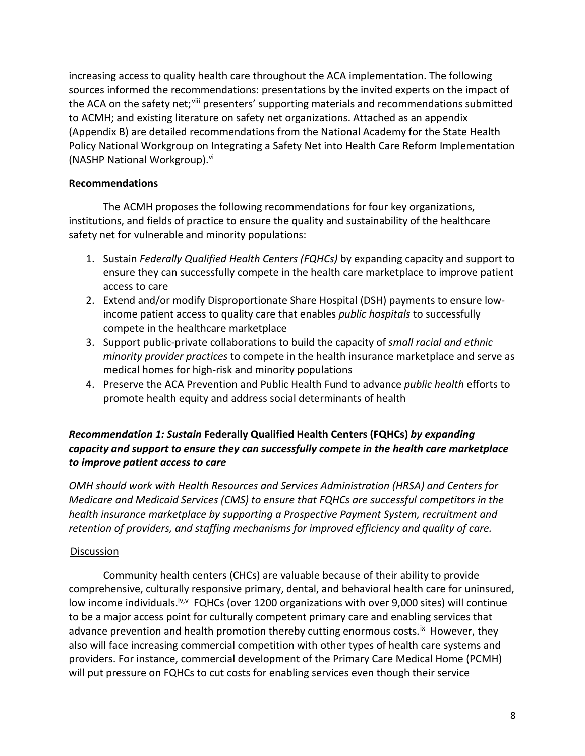increasing access to quality health care throughout the ACA implementation. The following sources informed the recommendations: presentations by the invited experts on the impact of the ACA on the safety net;[viii] presenters' supporting materials and recommendations submitted to ACMH; and existing literature on safety net organizations. Attached as an appendix (Appendix B) are detailed recommendations from the National Academy for the State Health Policy National Workgroup on Integrating a Safety Net into Health Care Reform Implementation (NASHP National Workgroup).[vi]

## Recommendations

The ACMH proposes the following recommendations for four key organizations, institutions, and fields of practice to ensure the quality and sustainability of the healthcare safety net for vulnerable and minority populations:

1. Sustain *Federally Qualified Health Centers (FQHCs)* by expanding capacity and support to ensure they can successfully compete in the health care marketplace to improve patient access to care
2. Extend and/or modify Disproportionate Share Hospital (DSH) payments to ensure low-income patient access to quality care that enables *public hospitals* to successfully compete in the healthcare marketplace
3. Support public-private collaborations to build the capacity of *small racial and ethnic minority provider practices* to compete in the health insurance marketplace and serve as medical homes for high-risk and minority populations
4. Preserve the ACA Prevention and Public Health Fund to advance *public health* efforts to promote health equity and address social determinants of health

### *Recommendation 1: Sustain* **Federally Qualified Health Centers (FQHCs)** *by expanding capacity and support to ensure they can successfully compete in the health care marketplace to improve patient access to care*

*OMH should work with Health Resources and Services Administration (HRSA) and Centers for Medicare and Medicaid Services (CMS) to ensure that FQHCs are successful competitors in the health insurance marketplace by supporting a Prospective Payment System, recruitment and retention of providers, and staffing mechanisms for improved efficiency and quality of care.*

Discussion

Community health centers (CHCs) are valuable because of their ability to provide comprehensive, culturally responsive primary, dental, and behavioral health care for uninsured, low income individuals.[iv,v] FQHCs (over 1200 organizations with over 9,000 sites) will continue to be a major access point for culturally competent primary care and enabling services that advance prevention and health promotion thereby cutting enormous costs.[ix] However, they also will face increasing commercial competition with other types of health care systems and providers. For instance, commercial development of the Primary Care Medical Home (PCMH) will put pressure on FQHCs to cut costs for enabling services even though their service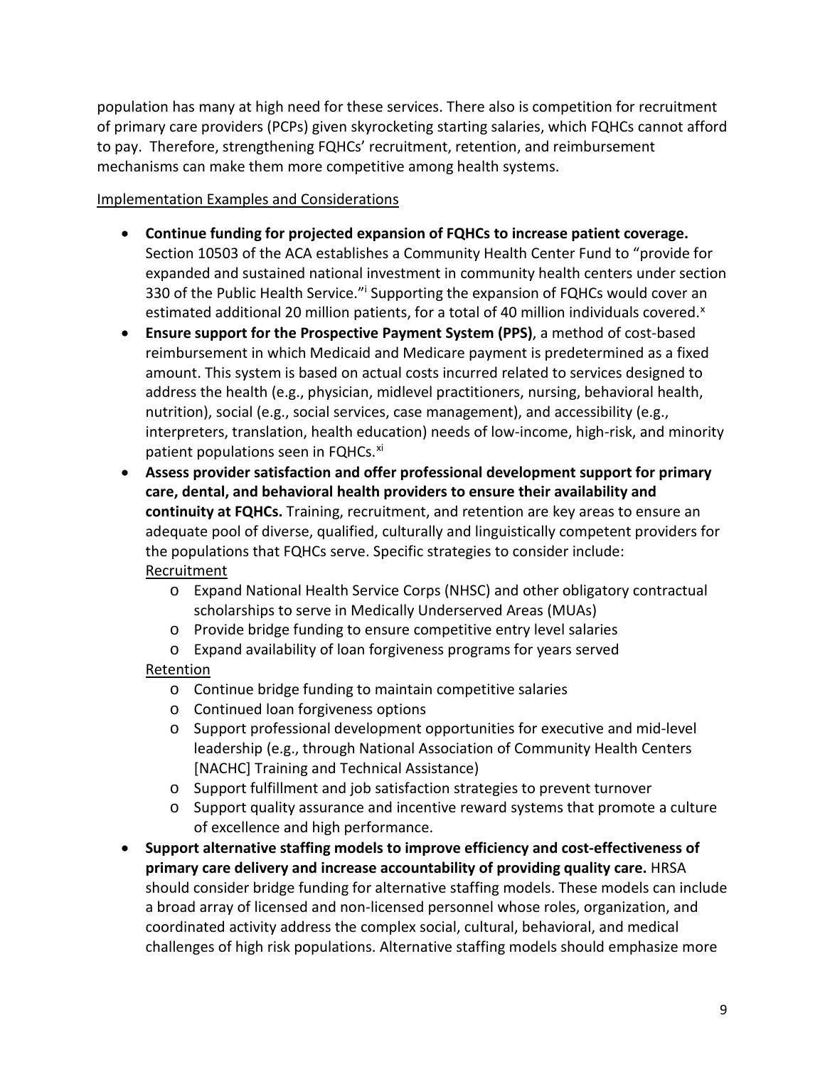population has many at high need for these services. There also is competition for recruitment of primary care providers (PCPs) given skyrocketing starting salaries, which FQHCs cannot afford to pay. Therefore, strengthening FQHCs' recruitment, retention, and reimbursement mechanisms can make them more competitive among health systems.

Implementation Examples and Considerations

- **Continue funding for projected expansion of FQHCs to increase patient coverage.** Section 10503 of the ACA establishes a Community Health Center Fund to "provide for expanded and sustained national investment in community health centers under section 330 of the Public Health Service."[i] Supporting the expansion of FQHCs would cover an estimated additional 20 million patients, for a total of 40 million individuals covered.[x]
- **Ensure support for the Prospective Payment System (PPS)**, a method of cost-based reimbursement in which Medicaid and Medicare payment is predetermined as a fixed amount. This system is based on actual costs incurred related to services designed to address the health (e.g., physician, midlevel practitioners, nursing, behavioral health, nutrition), social (e.g., social services, case management), and accessibility (e.g., interpreters, translation, health education) needs of low-income, high-risk, and minority patient populations seen in FQHCs.[xi]
- **Assess provider satisfaction and offer professional development support for primary care, dental, and behavioral health providers to ensure their availability and continuity at FQHCs.** Training, recruitment, and retention are key areas to ensure an adequate pool of diverse, qualified, culturally and linguistically competent providers for the populations that FQHCs serve. Specific strategies to consider include:

  Recruitment
  - Expand National Health Service Corps (NHSC) and other obligatory contractual scholarships to serve in Medically Underserved Areas (MUAs)
  - Provide bridge funding to ensure competitive entry level salaries
  - Expand availability of loan forgiveness programs for years served

  Retention
  - Continue bridge funding to maintain competitive salaries
  - Continued loan forgiveness options
  - Support professional development opportunities for executive and mid-level leadership (e.g., through National Association of Community Health Centers [NACHC] Training and Technical Assistance)
  - Support fulfillment and job satisfaction strategies to prevent turnover
  - Support quality assurance and incentive reward systems that promote a culture of excellence and high performance.
- **Support alternative staffing models to improve efficiency and cost-effectiveness of primary care delivery and increase accountability of providing quality care.** HRSA should consider bridge funding for alternative staffing models. These models can include a broad array of licensed and non-licensed personnel whose roles, organization, and coordinated activity address the complex social, cultural, behavioral, and medical challenges of high risk populations. Alternative staffing models should emphasize more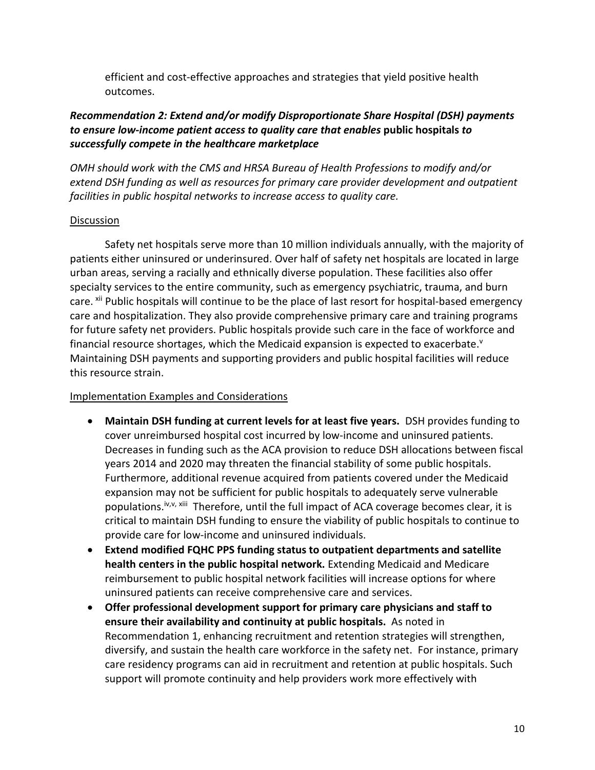efficient and cost-effective approaches and strategies that yield positive health outcomes.

***Recommendation 2: Extend and/or modify Disproportionate Share Hospital (DSH) payments to ensure low-income patient access to quality care that enables* public hospitals *to successfully compete in the healthcare marketplace***

*OMH should work with the CMS and HRSA Bureau of Health Professions to modify and/or extend DSH funding as well as resources for primary care provider development and outpatient facilities in public hospital networks to increase access to quality care.*

Discussion

Safety net hospitals serve more than 10 million individuals annually, with the majority of patients either uninsured or underinsured. Over half of safety net hospitals are located in large urban areas, serving a racially and ethnically diverse population. These facilities also offer specialty services to the entire community, such as emergency psychiatric, trauma, and burn care. [xii] Public hospitals will continue to be the place of last resort for hospital-based emergency care and hospitalization. They also provide comprehensive primary care and training programs for future safety net providers. Public hospitals provide such care in the face of workforce and financial resource shortages, which the Medicaid expansion is expected to exacerbate.[v] Maintaining DSH payments and supporting providers and public hospital facilities will reduce this resource strain.

Implementation Examples and Considerations

- **Maintain DSH funding at current levels for at least five years.** DSH provides funding to cover unreimbursed hospital cost incurred by low-income and uninsured patients. Decreases in funding such as the ACA provision to reduce DSH allocations between fiscal years 2014 and 2020 may threaten the financial stability of some public hospitals. Furthermore, additional revenue acquired from patients covered under the Medicaid expansion may not be sufficient for public hospitals to adequately serve vulnerable populations.[iv,v, xiii] Therefore, until the full impact of ACA coverage becomes clear, it is critical to maintain DSH funding to ensure the viability of public hospitals to continue to provide care for low-income and uninsured individuals.
- **Extend modified FQHC PPS funding status to outpatient departments and satellite health centers in the public hospital network.** Extending Medicaid and Medicare reimbursement to public hospital network facilities will increase options for where uninsured patients can receive comprehensive care and services.
- **Offer professional development support for primary care physicians and staff to ensure their availability and continuity at public hospitals.** As noted in Recommendation 1, enhancing recruitment and retention strategies will strengthen, diversify, and sustain the health care workforce in the safety net. For instance, primary care residency programs can aid in recruitment and retention at public hospitals. Such support will promote continuity and help providers work more effectively with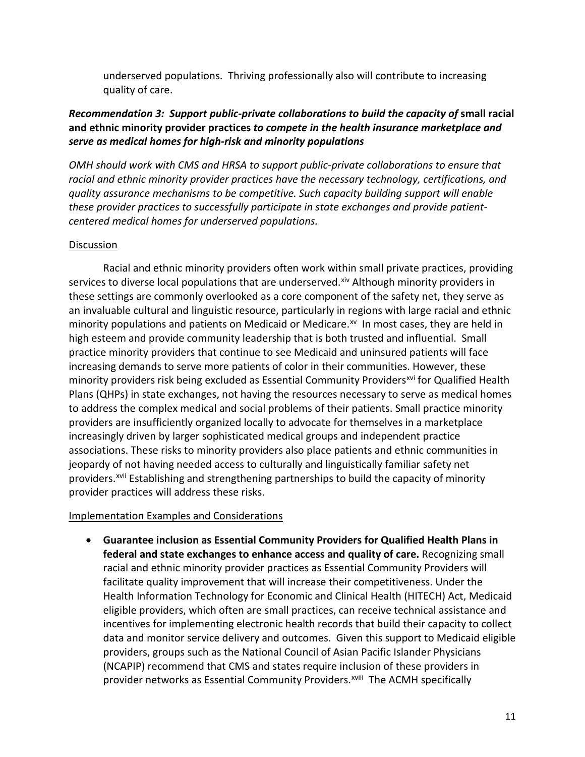underserved populations. Thriving professionally also will contribute to increasing quality of care.

***Recommendation 3: Support public-private collaborations to build the capacity of* small racial and ethnic minority provider practices *to compete in the health insurance marketplace and serve as medical homes for high-risk and minority populations***

*OMH should work with CMS and HRSA to support public-private collaborations to ensure that racial and ethnic minority provider practices have the necessary technology, certifications, and quality assurance mechanisms to be competitive. Such capacity building support will enable these provider practices to successfully participate in state exchanges and provide patient-centered medical homes for underserved populations.*

Discussion

Racial and ethnic minority providers often work within small private practices, providing services to diverse local populations that are underserved.[xiv] Although minority providers in these settings are commonly overlooked as a core component of the safety net, they serve as an invaluable cultural and linguistic resource, particularly in regions with large racial and ethnic minority populations and patients on Medicaid or Medicare.[xv] In most cases, they are held in high esteem and provide community leadership that is both trusted and influential. Small practice minority providers that continue to see Medicaid and uninsured patients will face increasing demands to serve more patients of color in their communities. However, these minority providers risk being excluded as Essential Community Providers[xvi] for Qualified Health Plans (QHPs) in state exchanges, not having the resources necessary to serve as medical homes to address the complex medical and social problems of their patients. Small practice minority providers are insufficiently organized locally to advocate for themselves in a marketplace increasingly driven by larger sophisticated medical groups and independent practice associations. These risks to minority providers also place patients and ethnic communities in jeopardy of not having needed access to culturally and linguistically familiar safety net providers.[xvii] Establishing and strengthening partnerships to build the capacity of minority provider practices will address these risks.

Implementation Examples and Considerations

- **Guarantee inclusion as Essential Community Providers for Qualified Health Plans in federal and state exchanges to enhance access and quality of care.** Recognizing small racial and ethnic minority provider practices as Essential Community Providers will facilitate quality improvement that will increase their competitiveness. Under the Health Information Technology for Economic and Clinical Health (HITECH) Act, Medicaid eligible providers, which often are small practices, can receive technical assistance and incentives for implementing electronic health records that build their capacity to collect data and monitor service delivery and outcomes. Given this support to Medicaid eligible providers, groups such as the National Council of Asian Pacific Islander Physicians (NCAPIP) recommend that CMS and states require inclusion of these providers in provider networks as Essential Community Providers.[xviii] The ACMH specifically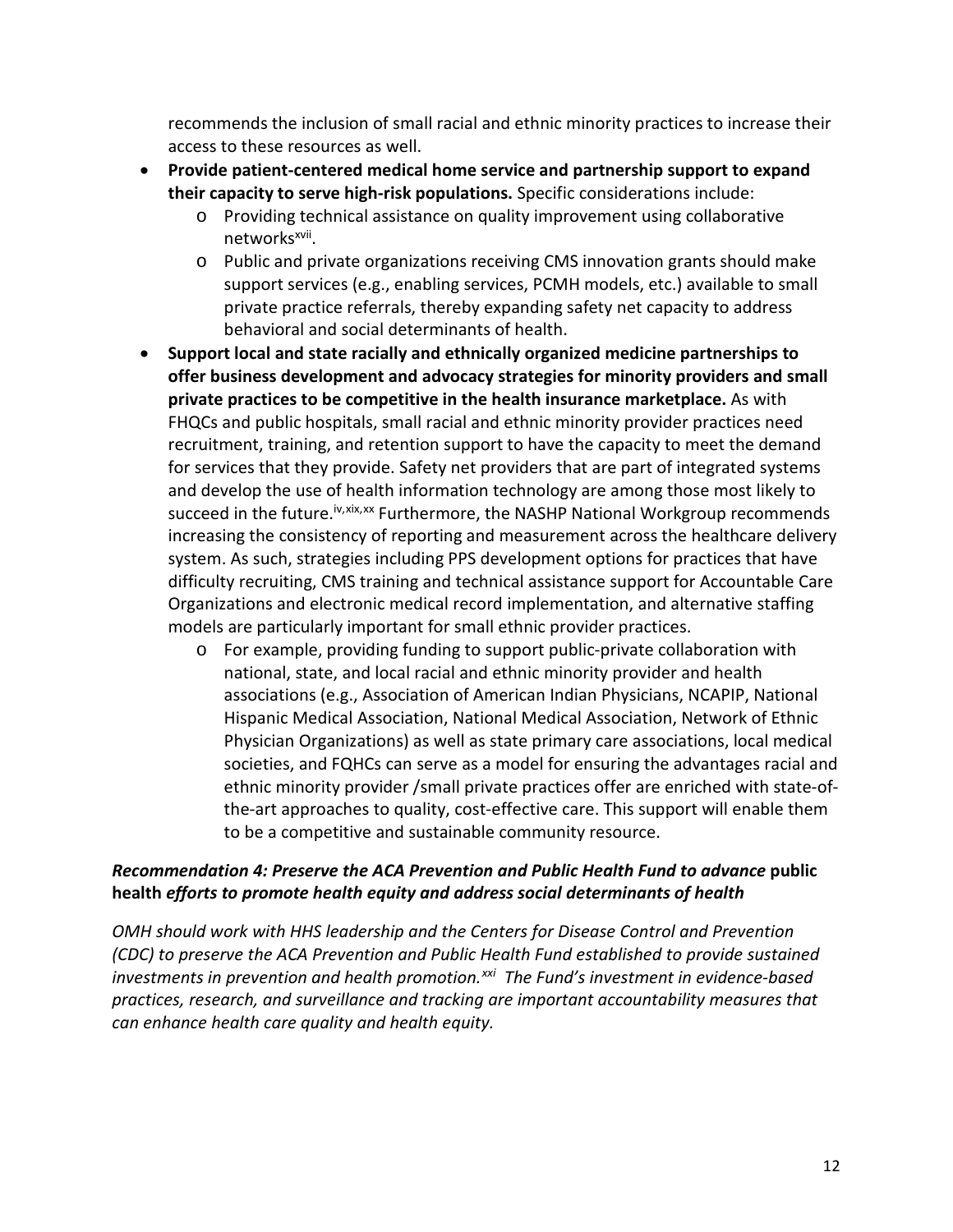recommends the inclusion of small racial and ethnic minority practices to increase their access to these resources as well.

- **Provide patient-centered medical home service and partnership support to expand their capacity to serve high-risk populations.** Specific considerations include:
  - Providing technical assistance on quality improvement using collaborative networks[xvii].
  - Public and private organizations receiving CMS innovation grants should make support services (e.g., enabling services, PCMH models, etc.) available to small private practice referrals, thereby expanding safety net capacity to address behavioral and social determinants of health.
- **Support local and state racially and ethnically organized medicine partnerships to offer business development and advocacy strategies for minority providers and small private practices to be competitive in the health insurance marketplace.** As with FHQCs and public hospitals, small racial and ethnic minority provider practices need recruitment, training, and retention support to have the capacity to meet the demand for services that they provide. Safety net providers that are part of integrated systems and develop the use of health information technology are among those most likely to succeed in the future.[iv,xix,xx] Furthermore, the NASHP National Workgroup recommends increasing the consistency of reporting and measurement across the healthcare delivery system. As such, strategies including PPS development options for practices that have difficulty recruiting, CMS training and technical assistance support for Accountable Care Organizations and electronic medical record implementation, and alternative staffing models are particularly important for small ethnic provider practices.
  - For example, providing funding to support public-private collaboration with national, state, and local racial and ethnic minority provider and health associations (e.g., Association of American Indian Physicians, NCAPIP, National Hispanic Medical Association, National Medical Association, Network of Ethnic Physician Organizations) as well as state primary care associations, local medical societies, and FQHCs can serve as a model for ensuring the advantages racial and ethnic minority provider /small private practices offer are enriched with state-of-the-art approaches to quality, cost-effective care. This support will enable them to be a competitive and sustainable community resource.

***Recommendation 4: Preserve the ACA Prevention and Public Health Fund to advance* public health *efforts to promote health equity and address social determinants of health***

*OMH should work with HHS leadership and the Centers for Disease Control and Prevention (CDC) to preserve the ACA Prevention and Public Health Fund established to provide sustained investments in prevention and health promotion.[xxi] The Fund's investment in evidence-based practices, research, and surveillance and tracking are important accountability measures that can enhance health care quality and health equity.*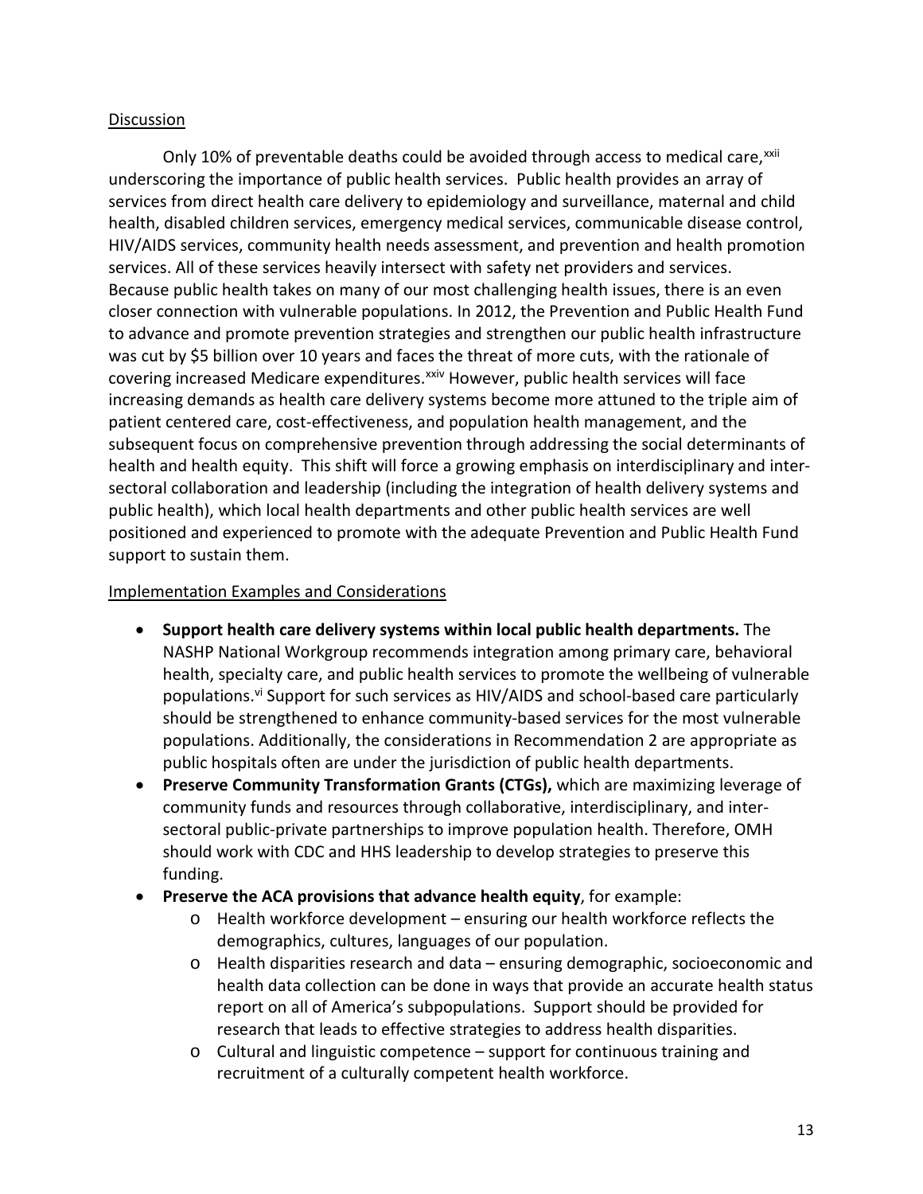Discussion

Only 10% of preventable deaths could be avoided through access to medical care,[xxii] underscoring the importance of public health services. Public health provides an array of services from direct health care delivery to epidemiology and surveillance, maternal and child health, disabled children services, emergency medical services, communicable disease control, HIV/AIDS services, community health needs assessment, and prevention and health promotion services. All of these services heavily intersect with safety net providers and services. Because public health takes on many of our most challenging health issues, there is an even closer connection with vulnerable populations. In 2012, the Prevention and Public Health Fund to advance and promote prevention strategies and strengthen our public health infrastructure was cut by $5 billion over 10 years and faces the threat of more cuts, with the rationale of covering increased Medicare expenditures.[xxiv] However, public health services will face increasing demands as health care delivery systems become more attuned to the triple aim of patient centered care, cost-effectiveness, and population health management, and the subsequent focus on comprehensive prevention through addressing the social determinants of health and health equity. This shift will force a growing emphasis on interdisciplinary and inter-sectoral collaboration and leadership (including the integration of health delivery systems and public health), which local health departments and other public health services are well positioned and experienced to promote with the adequate Prevention and Public Health Fund support to sustain them.

Implementation Examples and Considerations

- **Support health care delivery systems within local public health departments.** The NASHP National Workgroup recommends integration among primary care, behavioral health, specialty care, and public health services to promote the wellbeing of vulnerable populations.[vi] Support for such services as HIV/AIDS and school-based care particularly should be strengthened to enhance community-based services for the most vulnerable populations. Additionally, the considerations in Recommendation 2 are appropriate as public hospitals often are under the jurisdiction of public health departments.
- **Preserve Community Transformation Grants (CTGs),** which are maximizing leverage of community funds and resources through collaborative, interdisciplinary, and inter-sectoral public-private partnerships to improve population health. Therefore, OMH should work with CDC and HHS leadership to develop strategies to preserve this funding.
- **Preserve the ACA provisions that advance health equity**, for example:
    - Health workforce development – ensuring our health workforce reflects the demographics, cultures, languages of our population.
    - Health disparities research and data – ensuring demographic, socioeconomic and health data collection can be done in ways that provide an accurate health status report on all of America's subpopulations. Support should be provided for research that leads to effective strategies to address health disparities.
    - Cultural and linguistic competence – support for continuous training and recruitment of a culturally competent health workforce.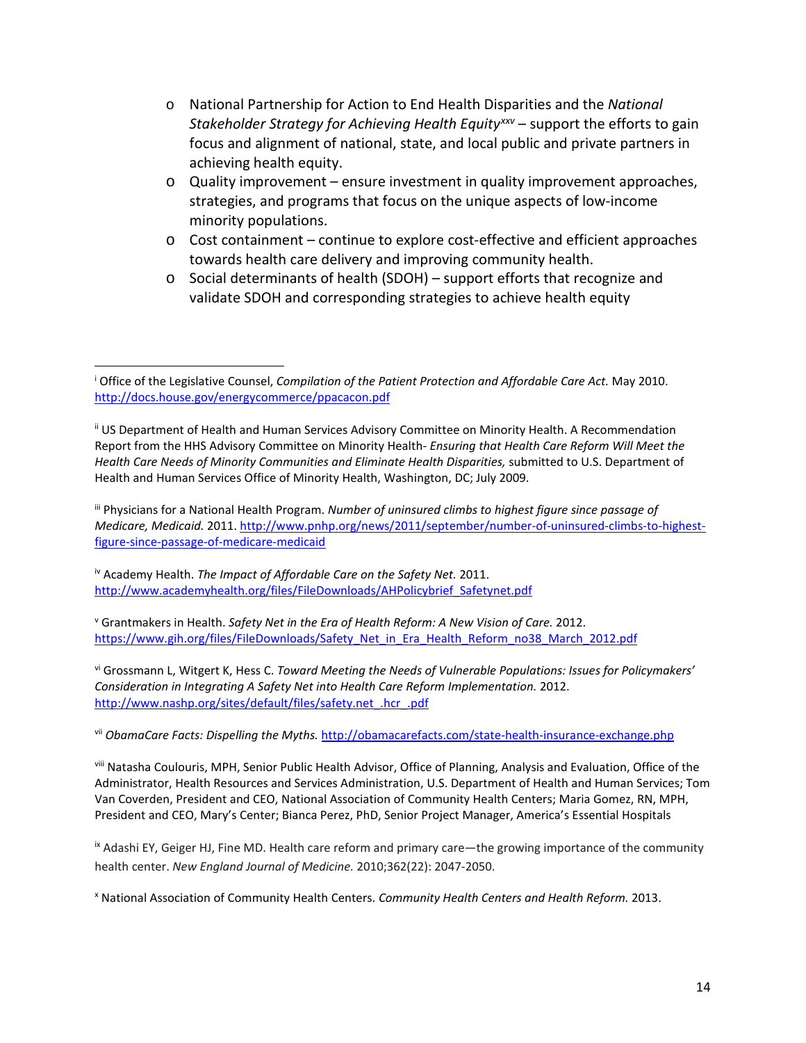- National Partnership for Action to End Health Disparities and the *National Stakeholder Strategy for Achieving Health Equity*[xxv] – support the efforts to gain focus and alignment of national, state, and local public and private partners in achieving health equity.
- Quality improvement – ensure investment in quality improvement approaches, strategies, and programs that focus on the unique aspects of low-income minority populations.
- Cost containment – continue to explore cost-effective and efficient approaches towards health care delivery and improving community health.
- Social determinants of health (SDOH) – support efforts that recognize and validate SDOH and corresponding strategies to achieve health equity

---

[i] Office of the Legislative Counsel, *Compilation of the Patient Protection and Affordable Care Act.* May 2010. http://docs.house.gov/energycommerce/ppacacon.pdf

[ii] US Department of Health and Human Services Advisory Committee on Minority Health. A Recommendation Report from the HHS Advisory Committee on Minority Health- *Ensuring that Health Care Reform Will Meet the Health Care Needs of Minority Communities and Eliminate Health Disparities,* submitted to U.S. Department of Health and Human Services Office of Minority Health, Washington, DC; July 2009.

[iii] Physicians for a National Health Program. *Number of uninsured climbs to highest figure since passage of Medicare, Medicaid.* 2011. http://www.pnhp.org/news/2011/september/number-of-uninsured-climbs-to-highest-figure-since-passage-of-medicare-medicaid

[iv] Academy Health. *The Impact of Affordable Care on the Safety Net.* 2011. http://www.academyhealth.org/files/FileDownloads/AHPolicybrief_Safetynet.pdf

[v] Grantmakers in Health. *Safety Net in the Era of Health Reform: A New Vision of Care.* 2012. https://www.gih.org/files/FileDownloads/Safety_Net_in_Era_Health_Reform_no38_March_2012.pdf

[vi] Grossmann L, Witgert K, Hess C. *Toward Meeting the Needs of Vulnerable Populations: Issues for Policymakers' Consideration in Integrating A Safety Net into Health Care Reform Implementation.* 2012. http://www.nashp.org/sites/default/files/safety.net_.hcr_.pdf

[vii] *ObamaCare Facts: Dispelling the Myths.* http://obamacarefacts.com/state-health-insurance-exchange.php

[viii] Natasha Coulouris, MPH, Senior Public Health Advisor, Office of Planning, Analysis and Evaluation, Office of the Administrator, Health Resources and Services Administration, U.S. Department of Health and Human Services; Tom Van Coverden, President and CEO, National Association of Community Health Centers; Maria Gomez, RN, MPH, President and CEO, Mary's Center; Bianca Perez, PhD, Senior Project Manager, America's Essential Hospitals

[ix] Adashi EY, Geiger HJ, Fine MD. Health care reform and primary care—the growing importance of the community health center. *New England Journal of Medicine.* 2010;362(22): 2047-2050.

[x] National Association of Community Health Centers. *Community Health Centers and Health Reform.* 2013.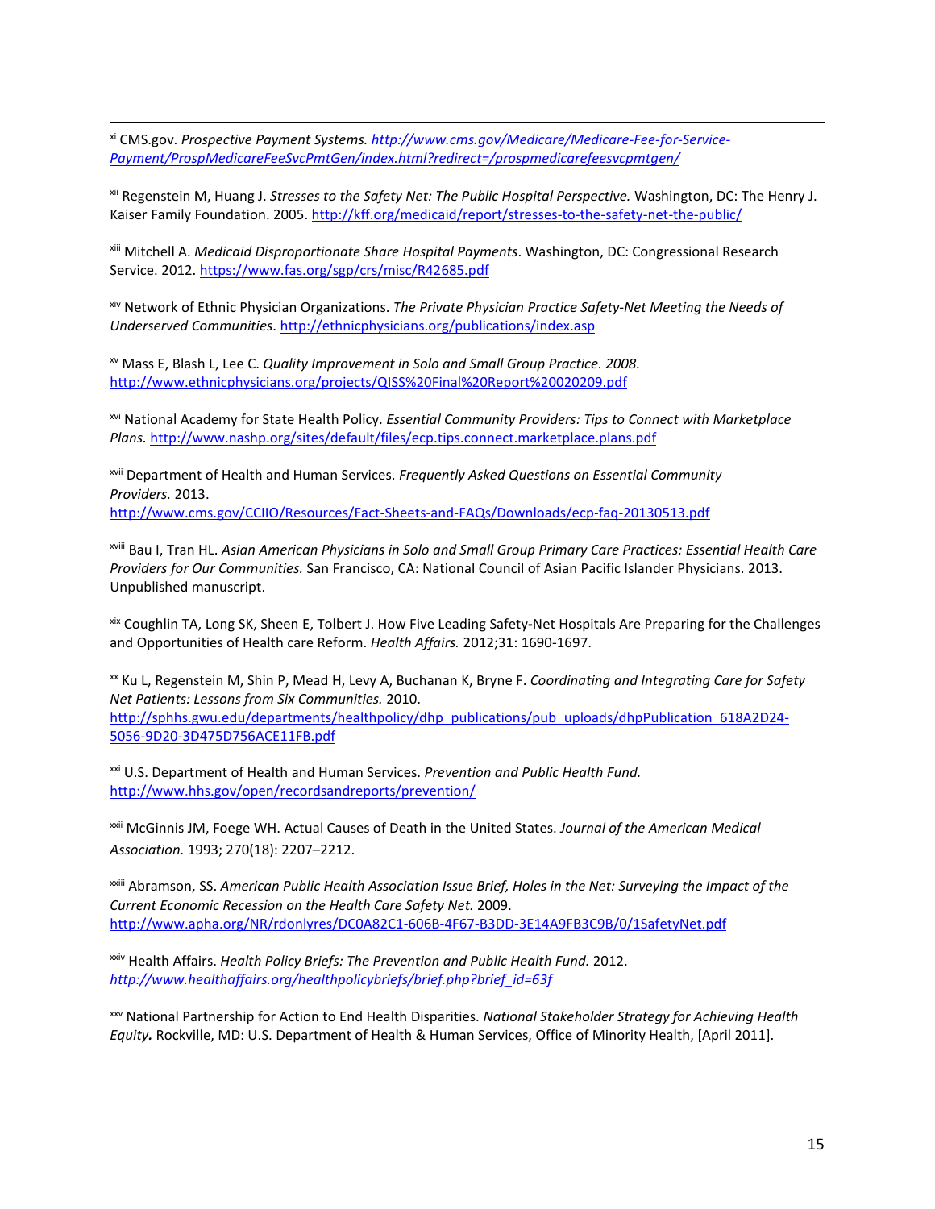[xi] CMS.gov. *Prospective Payment Systems.* http://www.cms.gov/Medicare/Medicare-Fee-for-Service-Payment/ProspMedicareFeeSvcPmtGen/index.html?redirect=/prospmedicarefeesvcpmtgen/

[xii] Regenstein M, Huang J. *Stresses to the Safety Net: The Public Hospital Perspective.* Washington, DC: The Henry J. Kaiser Family Foundation. 2005. http://kff.org/medicaid/report/stresses-to-the-safety-net-the-public/

[xiii] Mitchell A. *Medicaid Disproportionate Share Hospital Payments*. Washington, DC: Congressional Research Service. 2012. https://www.fas.org/sgp/crs/misc/R42685.pdf

[xiv] Network of Ethnic Physician Organizations. *The Private Physician Practice Safety-Net Meeting the Needs of Underserved Communities*. http://ethnicphysicians.org/publications/index.asp

[xv] Mass E, Blash L, Lee C. *Quality Improvement in Solo and Small Group Practice. 2008.* http://www.ethnicphysicians.org/projects/QISS%20Final%20Report%20020209.pdf

[xvi] National Academy for State Health Policy. *Essential Community Providers: Tips to Connect with Marketplace Plans.* http://www.nashp.org/sites/default/files/ecp.tips.connect.marketplace.plans.pdf

[xvii] Department of Health and Human Services. *Frequently Asked Questions on Essential Community Providers.* 2013. http://www.cms.gov/CCIIO/Resources/Fact-Sheets-and-FAQs/Downloads/ecp-faq-20130513.pdf

[xviii] Bau I, Tran HL. *Asian American Physicians in Solo and Small Group Primary Care Practices: Essential Health Care Providers for Our Communities.* San Francisco, CA: National Council of Asian Pacific Islander Physicians. 2013. Unpublished manuscript.

[xix] Coughlin TA, Long SK, Sheen E, Tolbert J. How Five Leading Safety-Net Hospitals Are Preparing for the Challenges and Opportunities of Health care Reform. *Health Affairs.* 2012;31: 1690-1697.

[xx] Ku L, Regenstein M, Shin P, Mead H, Levy A, Buchanan K, Bryne F. *Coordinating and Integrating Care for Safety Net Patients: Lessons from Six Communities.* 2010. http://sphhs.gwu.edu/departments/healthpolicy/dhp_publications/pub_uploads/dhpPublication_618A2D24-5056-9D20-3D475D756ACE11FB.pdf

[xxi] U.S. Department of Health and Human Services. *Prevention and Public Health Fund.* http://www.hhs.gov/open/recordsandreports/prevention/

[xxii] McGinnis JM, Foege WH. Actual Causes of Death in the United States. *Journal of the American Medical Association.* 1993; 270(18): 2207–2212.

[xxiii] Abramson, SS. *American Public Health Association Issue Brief, Holes in the Net: Surveying the Impact of the Current Economic Recession on the Health Care Safety Net.* 2009. http://www.apha.org/NR/rdonlyres/DC0A82C1-606B-4F67-B3DD-3E14A9FB3C9B/0/1SafetyNet.pdf

[xxiv] Health Affairs. *Health Policy Briefs: The Prevention and Public Health Fund.* 2012. *http://www.healthaffairs.org/healthpolicybriefs/brief.php?brief_id=63f*

[xxv] National Partnership for Action to End Health Disparities. *National Stakeholder Strategy for Achieving Health Equity.* Rockville, MD: U.S. Department of Health & Human Services, Office of Minority Health, [April 2011].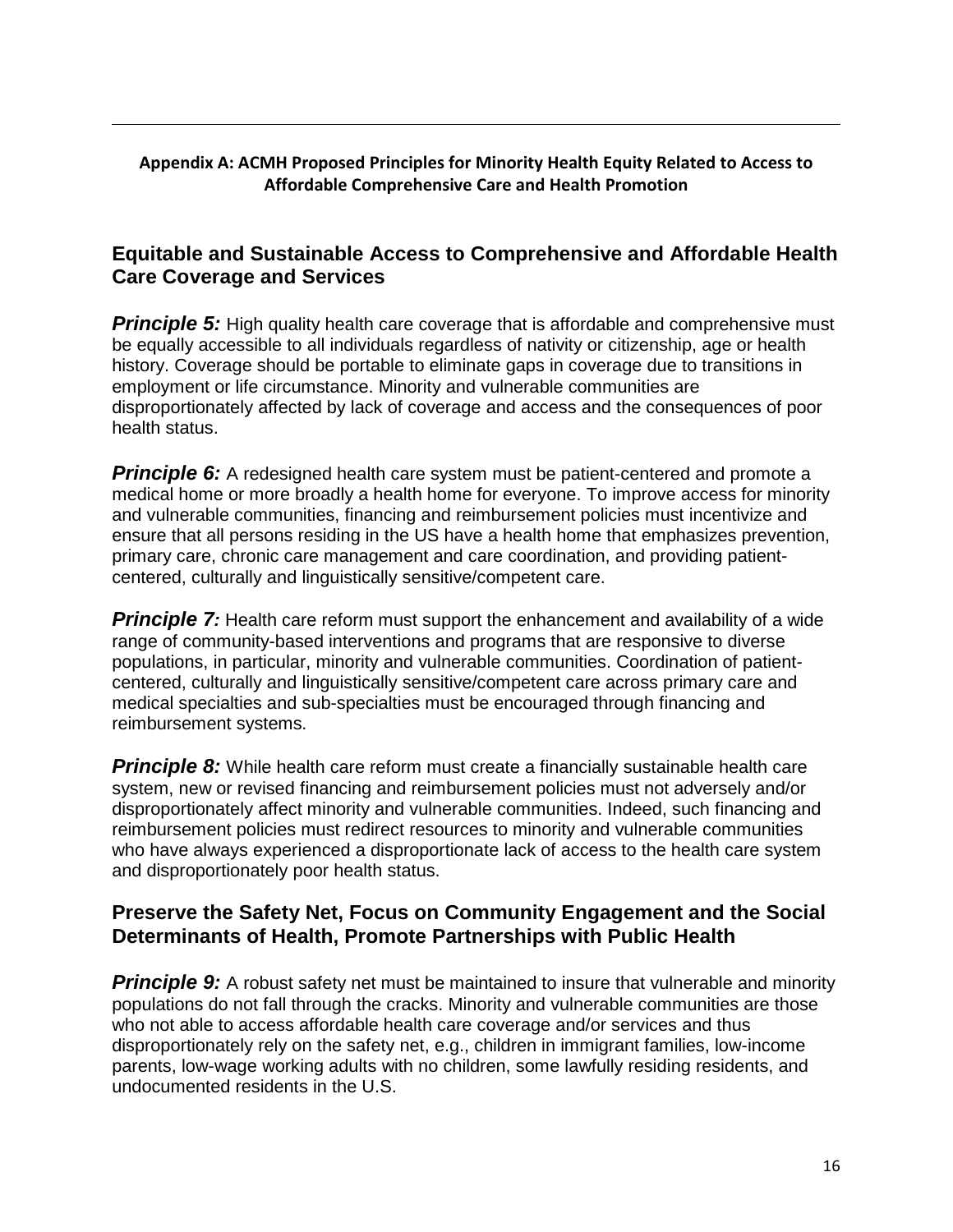**Appendix A: ACMH Proposed Principles for Minority Health Equity Related to Access to Affordable Comprehensive Care and Health Promotion**

## Equitable and Sustainable Access to Comprehensive and Affordable Health Care Coverage and Services

***Principle 5:*** High quality health care coverage that is affordable and comprehensive must be equally accessible to all individuals regardless of nativity or citizenship, age or health history. Coverage should be portable to eliminate gaps in coverage due to transitions in employment or life circumstance. Minority and vulnerable communities are disproportionately affected by lack of coverage and access and the consequences of poor health status.

***Principle 6:*** A redesigned health care system must be patient-centered and promote a medical home or more broadly a health home for everyone. To improve access for minority and vulnerable communities, financing and reimbursement policies must incentivize and ensure that all persons residing in the US have a health home that emphasizes prevention, primary care, chronic care management and care coordination, and providing patient-centered, culturally and linguistically sensitive/competent care.

***Principle 7:*** Health care reform must support the enhancement and availability of a wide range of community-based interventions and programs that are responsive to diverse populations, in particular, minority and vulnerable communities. Coordination of patient-centered, culturally and linguistically sensitive/competent care across primary care and medical specialties and sub-specialties must be encouraged through financing and reimbursement systems.

***Principle 8:*** While health care reform must create a financially sustainable health care system, new or revised financing and reimbursement policies must not adversely and/or disproportionately affect minority and vulnerable communities. Indeed, such financing and reimbursement policies must redirect resources to minority and vulnerable communities who have always experienced a disproportionate lack of access to the health care system and disproportionately poor health status.

## Preserve the Safety Net, Focus on Community Engagement and the Social Determinants of Health, Promote Partnerships with Public Health

***Principle 9:*** A robust safety net must be maintained to insure that vulnerable and minority populations do not fall through the cracks. Minority and vulnerable communities are those who not able to access affordable health care coverage and/or services and thus disproportionately rely on the safety net, e.g., children in immigrant families, low-income parents, low-wage working adults with no children, some lawfully residing residents, and undocumented residents in the U.S.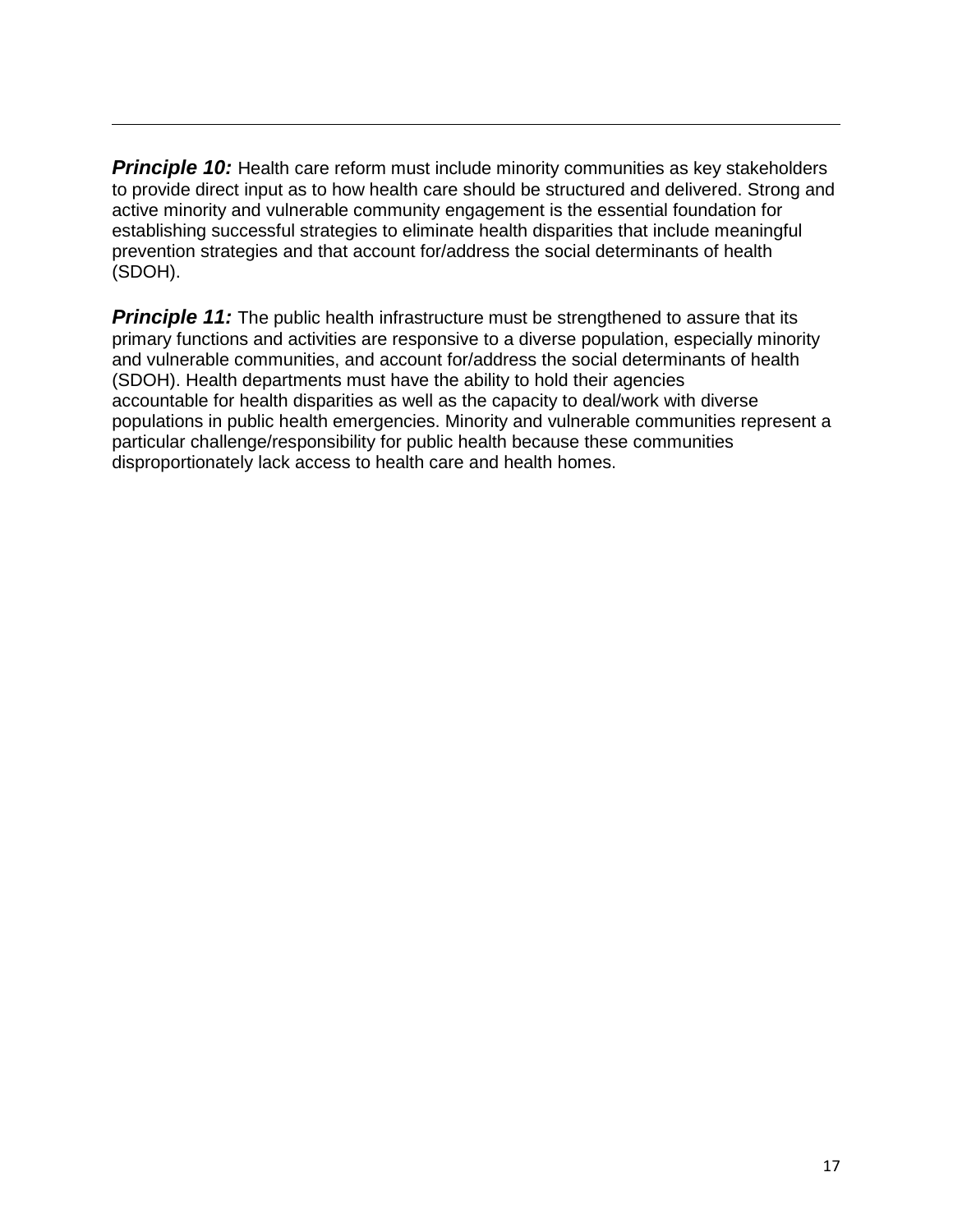---

***Principle 10:*** Health care reform must include minority communities as key stakeholders to provide direct input as to how health care should be structured and delivered. Strong and active minority and vulnerable community engagement is the essential foundation for establishing successful strategies to eliminate health disparities that include meaningful prevention strategies and that account for/address the social determinants of health (SDOH).

***Principle 11:*** The public health infrastructure must be strengthened to assure that its primary functions and activities are responsive to a diverse population, especially minority and vulnerable communities, and account for/address the social determinants of health (SDOH). Health departments must have the ability to hold their agencies accountable for health disparities as well as the capacity to deal/work with diverse populations in public health emergencies. Minority and vulnerable communities represent a particular challenge/responsibility for public health because these communities disproportionately lack access to health care and health homes.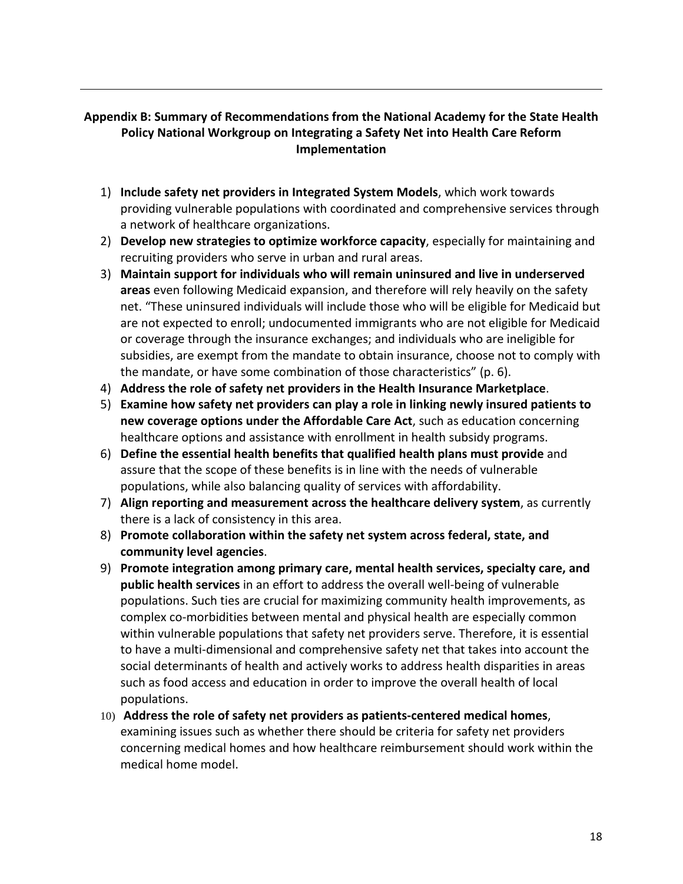## Appendix B: Summary of Recommendations from the National Academy for the State Health Policy National Workgroup on Integrating a Safety Net into Health Care Reform Implementation

1) **Include safety net providers in Integrated System Models**, which work towards providing vulnerable populations with coordinated and comprehensive services through a network of healthcare organizations.
2) **Develop new strategies to optimize workforce capacity**, especially for maintaining and recruiting providers who serve in urban and rural areas.
3) **Maintain support for individuals who will remain uninsured and live in underserved areas** even following Medicaid expansion, and therefore will rely heavily on the safety net. "These uninsured individuals will include those who will be eligible for Medicaid but are not expected to enroll; undocumented immigrants who are not eligible for Medicaid or coverage through the insurance exchanges; and individuals who are ineligible for subsidies, are exempt from the mandate to obtain insurance, choose not to comply with the mandate, or have some combination of those characteristics" (p. 6).
4) **Address the role of safety net providers in the Health Insurance Marketplace**.
5) **Examine how safety net providers can play a role in linking newly insured patients to new coverage options under the Affordable Care Act**, such as education concerning healthcare options and assistance with enrollment in health subsidy programs.
6) **Define the essential health benefits that qualified health plans must provide** and assure that the scope of these benefits is in line with the needs of vulnerable populations, while also balancing quality of services with affordability.
7) **Align reporting and measurement across the healthcare delivery system**, as currently there is a lack of consistency in this area.
8) **Promote collaboration within the safety net system across federal, state, and community level agencies**.
9) **Promote integration among primary care, mental health services, specialty care, and public health services** in an effort to address the overall well-being of vulnerable populations. Such ties are crucial for maximizing community health improvements, as complex co-morbidities between mental and physical health are especially common within vulnerable populations that safety net providers serve. Therefore, it is essential to have a multi-dimensional and comprehensive safety net that takes into account the social determinants of health and actively works to address health disparities in areas such as food access and education in order to improve the overall health of local populations.
10) **Address the role of safety net providers as patients-centered medical homes**, examining issues such as whether there should be criteria for safety net providers concerning medical homes and how healthcare reimbursement should work within the medical home model.